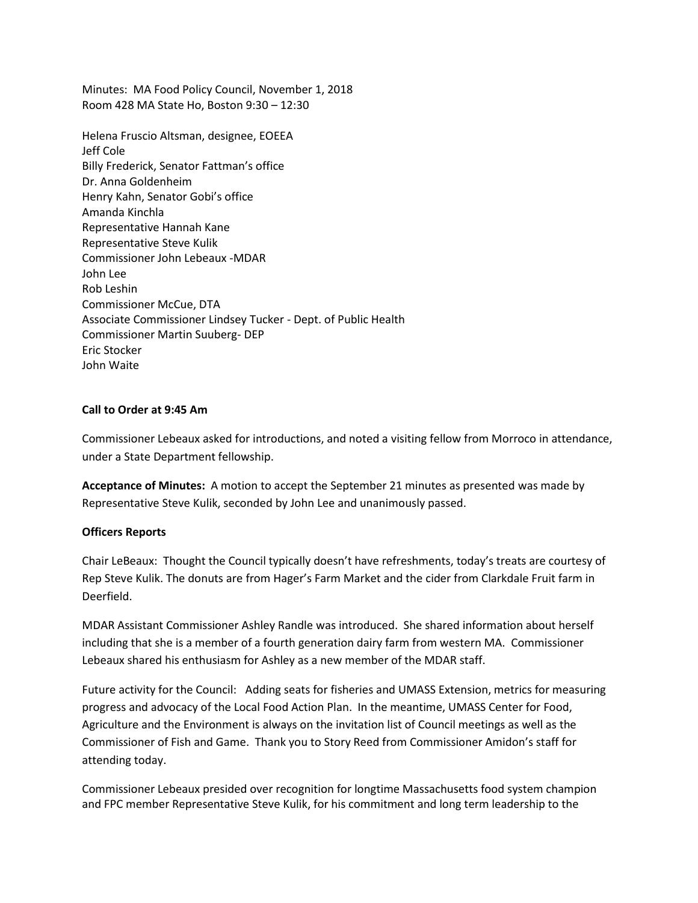Minutes: MA Food Policy Council, November 1, 2018
Room 428 MA State Ho, Boston 9:30 – 12:30

Helena Fruscio Altsman, designee, EOEEA
Jeff Cole
Billy Frederick, Senator Fattman's office
Dr. Anna Goldenheim
Henry Kahn, Senator Gobi's office
Amanda Kinchla
Representative Hannah Kane
Representative Steve Kulik
Commissioner John Lebeaux -MDAR
John Lee
Rob Leshin
Commissioner McCue, DTA
Associate Commissioner Lindsey Tucker - Dept. of Public Health
Commissioner Martin Suuberg- DEP
Eric Stocker
John Waite

**Call to Order at 9:45 Am**

Commissioner Lebeaux asked for introductions, and noted a visiting fellow from Morroco in attendance, under a State Department fellowship.

**Acceptance of Minutes:** A motion to accept the September 21 minutes as presented was made by Representative Steve Kulik, seconded by John Lee and unanimously passed.

**Officers Reports**

Chair LeBeaux: Thought the Council typically doesn't have refreshments, today's treats are courtesy of Rep Steve Kulik. The donuts are from Hager's Farm Market and the cider from Clarkdale Fruit farm in Deerfield.

MDAR Assistant Commissioner Ashley Randle was introduced. She shared information about herself including that she is a member of a fourth generation dairy farm from western MA. Commissioner Lebeaux shared his enthusiasm for Ashley as a new member of the MDAR staff.

Future activity for the Council: Adding seats for fisheries and UMASS Extension, metrics for measuring progress and advocacy of the Local Food Action Plan. In the meantime, UMASS Center for Food, Agriculture and the Environment is always on the invitation list of Council meetings as well as the Commissioner of Fish and Game. Thank you to Story Reed from Commissioner Amidon's staff for attending today.

Commissioner Lebeaux presided over recognition for longtime Massachusetts food system champion and FPC member Representative Steve Kulik, for his commitment and long term leadership to the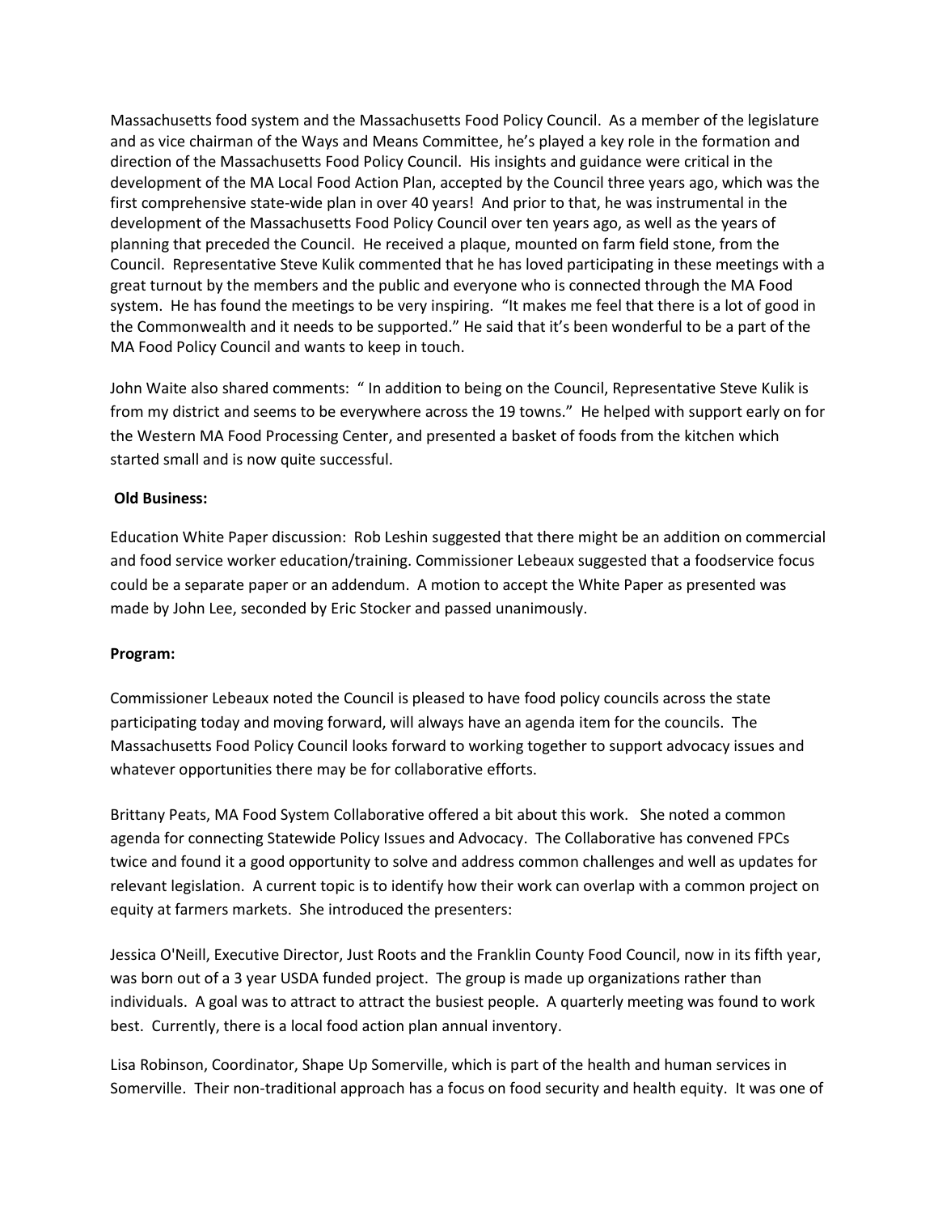Massachusetts food system and the Massachusetts Food Policy Council. As a member of the legislature and as vice chairman of the Ways and Means Committee, he's played a key role in the formation and direction of the Massachusetts Food Policy Council. His insights and guidance were critical in the development of the MA Local Food Action Plan, accepted by the Council three years ago, which was the first comprehensive state-wide plan in over 40 years! And prior to that, he was instrumental in the development of the Massachusetts Food Policy Council over ten years ago, as well as the years of planning that preceded the Council. He received a plaque, mounted on farm field stone, from the Council. Representative Steve Kulik commented that he has loved participating in these meetings with a great turnout by the members and the public and everyone who is connected through the MA Food system. He has found the meetings to be very inspiring. "It makes me feel that there is a lot of good in the Commonwealth and it needs to be supported." He said that it's been wonderful to be a part of the MA Food Policy Council and wants to keep in touch.

John Waite also shared comments: " In addition to being on the Council, Representative Steve Kulik is from my district and seems to be everywhere across the 19 towns." He helped with support early on for the Western MA Food Processing Center, and presented a basket of foods from the kitchen which started small and is now quite successful.

**Old Business:**

Education White Paper discussion: Rob Leshin suggested that there might be an addition on commercial and food service worker education/training. Commissioner Lebeaux suggested that a foodservice focus could be a separate paper or an addendum. A motion to accept the White Paper as presented was made by John Lee, seconded by Eric Stocker and passed unanimously.

**Program:**

Commissioner Lebeaux noted the Council is pleased to have food policy councils across the state participating today and moving forward, will always have an agenda item for the councils. The Massachusetts Food Policy Council looks forward to working together to support advocacy issues and whatever opportunities there may be for collaborative efforts.

Brittany Peats, MA Food System Collaborative offered a bit about this work. She noted a common agenda for connecting Statewide Policy Issues and Advocacy. The Collaborative has convened FPCs twice and found it a good opportunity to solve and address common challenges and well as updates for relevant legislation. A current topic is to identify how their work can overlap with a common project on equity at farmers markets. She introduced the presenters:

Jessica O'Neill, Executive Director, Just Roots and the Franklin County Food Council, now in its fifth year, was born out of a 3 year USDA funded project. The group is made up organizations rather than individuals. A goal was to attract to attract the busiest people. A quarterly meeting was found to work best. Currently, there is a local food action plan annual inventory.

Lisa Robinson, Coordinator, Shape Up Somerville, which is part of the health and human services in Somerville. Their non-traditional approach has a focus on food security and health equity. It was one of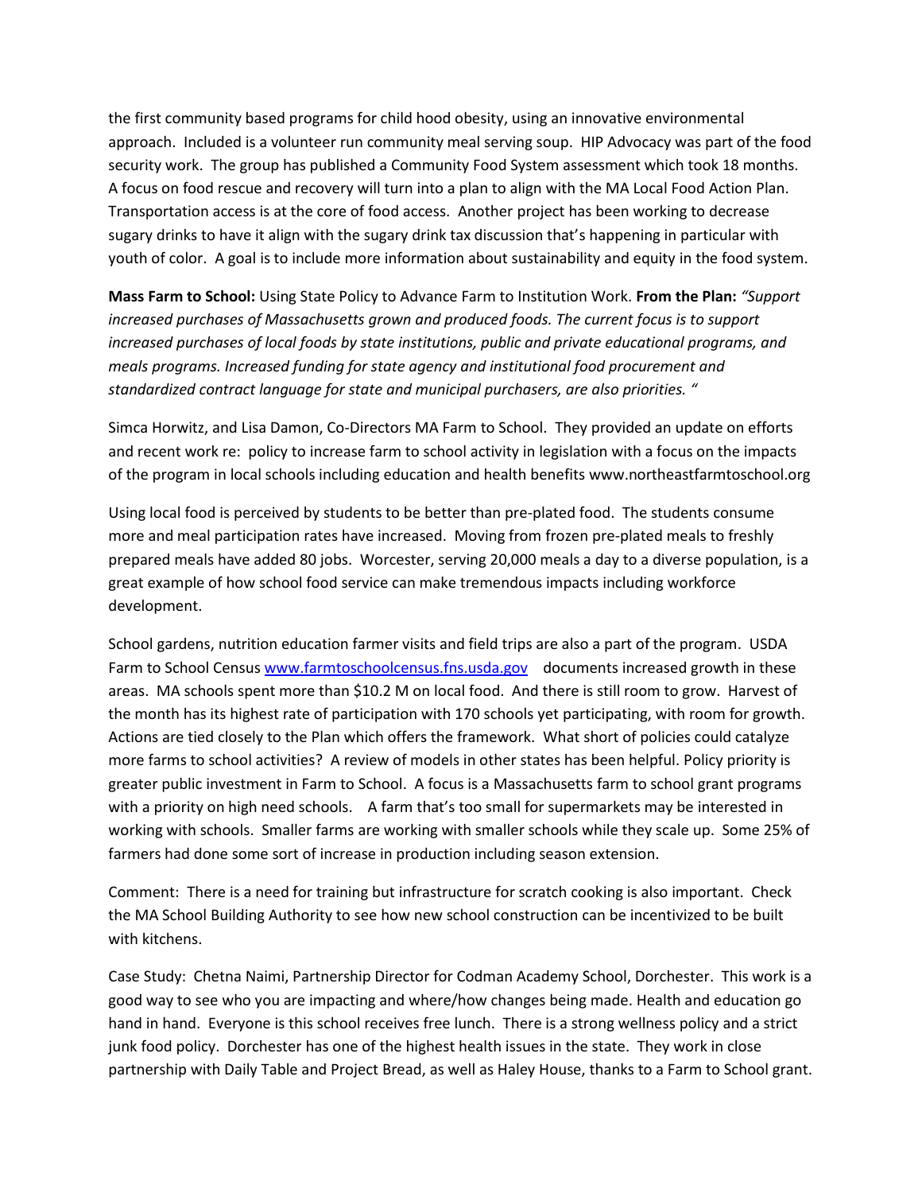the first community based programs for child hood obesity, using an innovative environmental approach. Included is a volunteer run community meal serving soup. HIP Advocacy was part of the food security work. The group has published a Community Food System assessment which took 18 months. A focus on food rescue and recovery will turn into a plan to align with the MA Local Food Action Plan. Transportation access is at the core of food access. Another project has been working to decrease sugary drinks to have it align with the sugary drink tax discussion that's happening in particular with youth of color. A goal is to include more information about sustainability and equity in the food system.

**Mass Farm to School:** Using State Policy to Advance Farm to Institution Work. **From the Plan:** *"Support increased purchases of Massachusetts grown and produced foods. The current focus is to support increased purchases of local foods by state institutions, public and private educational programs, and meals programs. Increased funding for state agency and institutional food procurement and standardized contract language for state and municipal purchasers, are also priorities. "*

Simca Horwitz, and Lisa Damon, Co-Directors MA Farm to School. They provided an update on efforts and recent work re: policy to increase farm to school activity in legislation with a focus on the impacts of the program in local schools including education and health benefits www.northeastfarmtoschool.org

Using local food is perceived by students to be better than pre-plated food. The students consume more and meal participation rates have increased. Moving from frozen pre-plated meals to freshly prepared meals have added 80 jobs. Worcester, serving 20,000 meals a day to a diverse population, is a great example of how school food service can make tremendous impacts including workforce development.

School gardens, nutrition education farmer visits and field trips are also a part of the program. USDA Farm to School Census [www.farmtoschoolcensus.fns.usda.gov](http://www.farmtoschoolcensus.fns.usda.gov) documents increased growth in these areas. MA schools spent more than $10.2 M on local food. And there is still room to grow. Harvest of the month has its highest rate of participation with 170 schools yet participating, with room for growth. Actions are tied closely to the Plan which offers the framework. What short of policies could catalyze more farms to school activities? A review of models in other states has been helpful. Policy priority is greater public investment in Farm to School. A focus is a Massachusetts farm to school grant programs with a priority on high need schools. A farm that's too small for supermarkets may be interested in working with schools. Smaller farms are working with smaller schools while they scale up. Some 25% of farmers had done some sort of increase in production including season extension.

Comment: There is a need for training but infrastructure for scratch cooking is also important. Check the MA School Building Authority to see how new school construction can be incentivized to be built with kitchens.

Case Study: Chetna Naimi, Partnership Director for Codman Academy School, Dorchester. This work is a good way to see who you are impacting and where/how changes being made. Health and education go hand in hand. Everyone is this school receives free lunch. There is a strong wellness policy and a strict junk food policy. Dorchester has one of the highest health issues in the state. They work in close partnership with Daily Table and Project Bread, as well as Haley House, thanks to a Farm to School grant.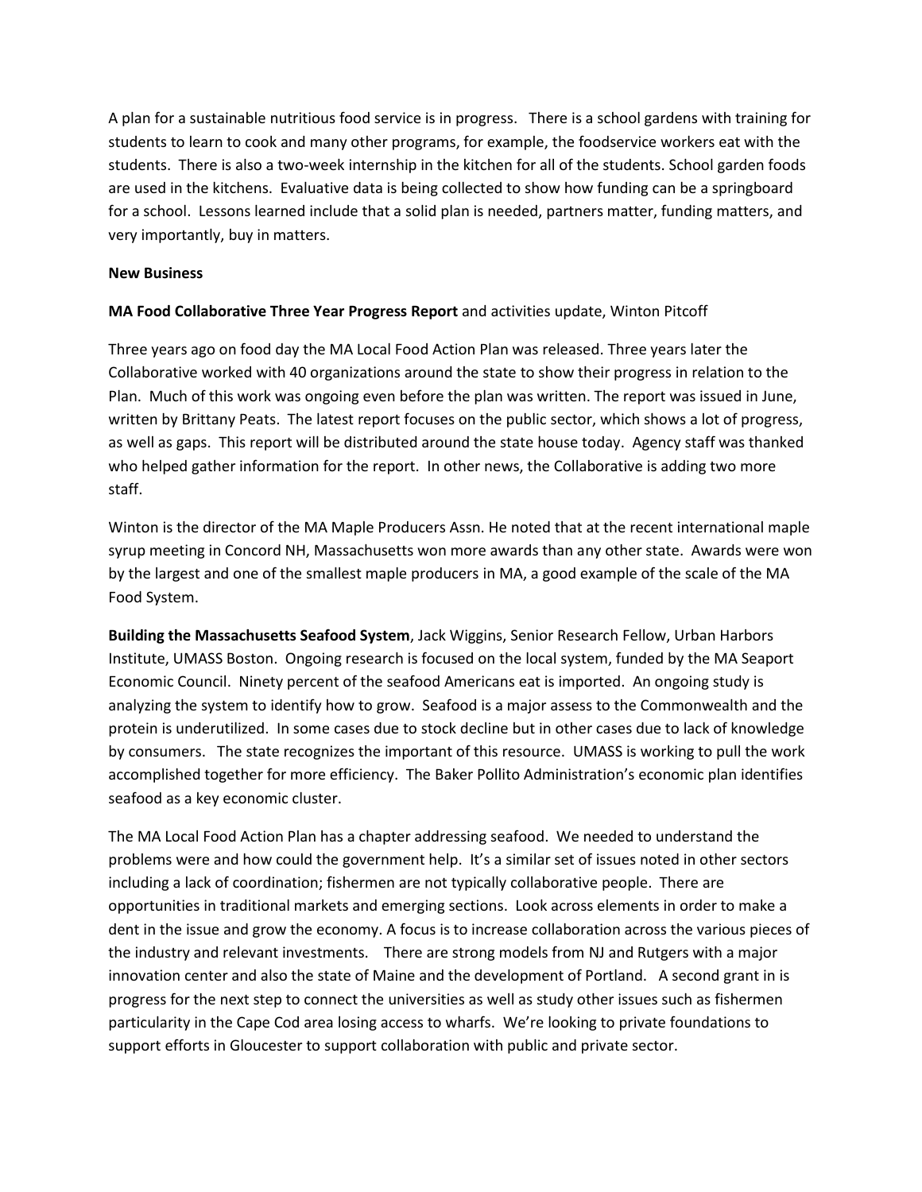A plan for a sustainable nutritious food service is in progress. There is a school gardens with training for students to learn to cook and many other programs, for example, the foodservice workers eat with the students. There is also a two-week internship in the kitchen for all of the students. School garden foods are used in the kitchens. Evaluative data is being collected to show how funding can be a springboard for a school. Lessons learned include that a solid plan is needed, partners matter, funding matters, and very importantly, buy in matters.

**New Business**

**MA Food Collaborative Three Year Progress Report** and activities update, Winton Pitcoff

Three years ago on food day the MA Local Food Action Plan was released. Three years later the Collaborative worked with 40 organizations around the state to show their progress in relation to the Plan. Much of this work was ongoing even before the plan was written. The report was issued in June, written by Brittany Peats. The latest report focuses on the public sector, which shows a lot of progress, as well as gaps. This report will be distributed around the state house today. Agency staff was thanked who helped gather information for the report. In other news, the Collaborative is adding two more staff.

Winton is the director of the MA Maple Producers Assn. He noted that at the recent international maple syrup meeting in Concord NH, Massachusetts won more awards than any other state. Awards were won by the largest and one of the smallest maple producers in MA, a good example of the scale of the MA Food System.

**Building the Massachusetts Seafood System**, Jack Wiggins, Senior Research Fellow, Urban Harbors Institute, UMASS Boston. Ongoing research is focused on the local system, funded by the MA Seaport Economic Council. Ninety percent of the seafood Americans eat is imported. An ongoing study is analyzing the system to identify how to grow. Seafood is a major assess to the Commonwealth and the protein is underutilized. In some cases due to stock decline but in other cases due to lack of knowledge by consumers. The state recognizes the important of this resource. UMASS is working to pull the work accomplished together for more efficiency. The Baker Pollito Administration's economic plan identifies seafood as a key economic cluster.

The MA Local Food Action Plan has a chapter addressing seafood. We needed to understand the problems were and how could the government help. It's a similar set of issues noted in other sectors including a lack of coordination; fishermen are not typically collaborative people. There are opportunities in traditional markets and emerging sections. Look across elements in order to make a dent in the issue and grow the economy. A focus is to increase collaboration across the various pieces of the industry and relevant investments. There are strong models from NJ and Rutgers with a major innovation center and also the state of Maine and the development of Portland. A second grant in is progress for the next step to connect the universities as well as study other issues such as fishermen particularity in the Cape Cod area losing access to wharfs. We're looking to private foundations to support efforts in Gloucester to support collaboration with public and private sector.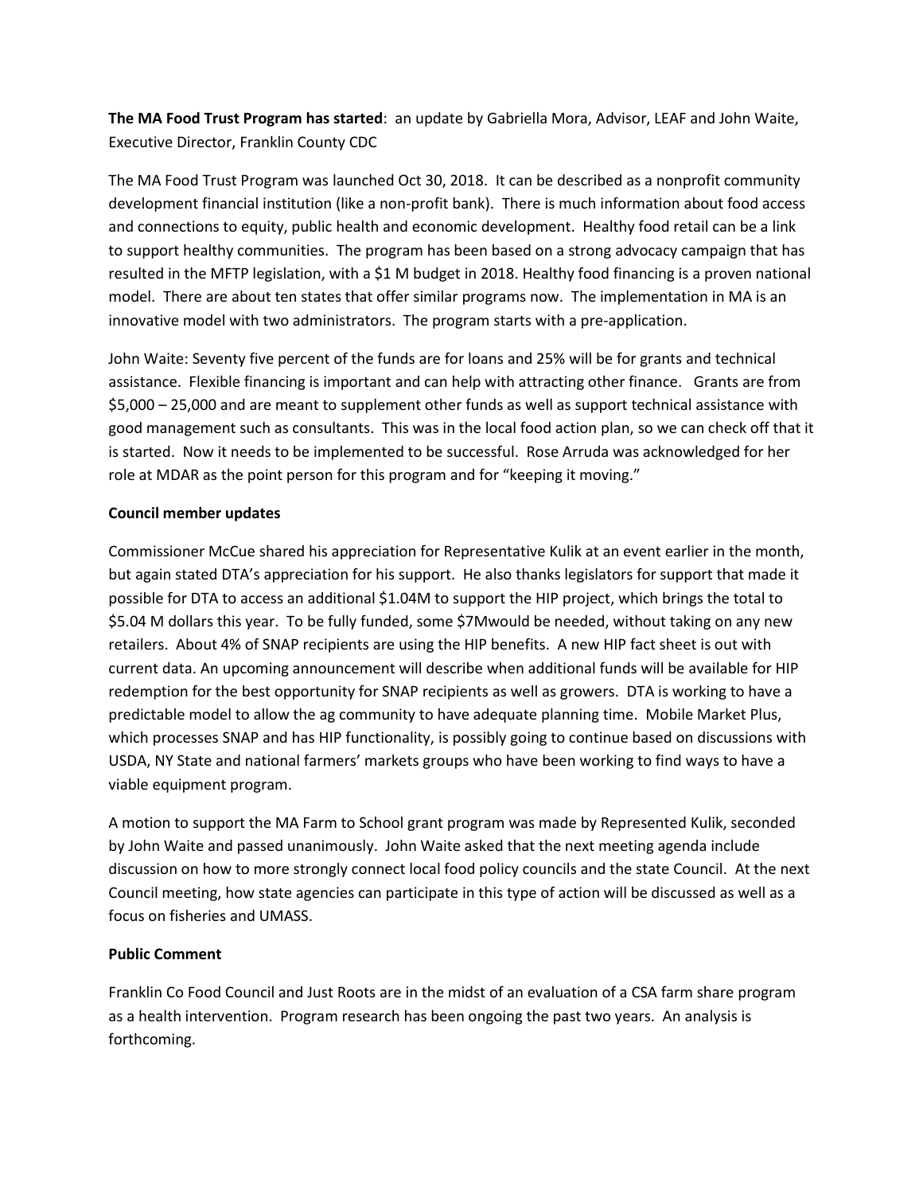**The MA Food Trust Program has started**: an update by Gabriella Mora, Advisor, LEAF and John Waite, Executive Director, Franklin County CDC

The MA Food Trust Program was launched Oct 30, 2018. It can be described as a nonprofit community development financial institution (like a non-profit bank). There is much information about food access and connections to equity, public health and economic development. Healthy food retail can be a link to support healthy communities. The program has been based on a strong advocacy campaign that has resulted in the MFTP legislation, with a $1 M budget in 2018. Healthy food financing is a proven national model. There are about ten states that offer similar programs now. The implementation in MA is an innovative model with two administrators. The program starts with a pre-application.

John Waite: Seventy five percent of the funds are for loans and 25% will be for grants and technical assistance. Flexible financing is important and can help with attracting other finance. Grants are from $5,000 – 25,000 and are meant to supplement other funds as well as support technical assistance with good management such as consultants. This was in the local food action plan, so we can check off that it is started. Now it needs to be implemented to be successful. Rose Arruda was acknowledged for her role at MDAR as the point person for this program and for "keeping it moving."

**Council member updates**

Commissioner McCue shared his appreciation for Representative Kulik at an event earlier in the month, but again stated DTA's appreciation for his support. He also thanks legislators for support that made it possible for DTA to access an additional $1.04M to support the HIP project, which brings the total to $5.04 M dollars this year. To be fully funded, some $7Mwould be needed, without taking on any new retailers. About 4% of SNAP recipients are using the HIP benefits. A new HIP fact sheet is out with current data. An upcoming announcement will describe when additional funds will be available for HIP redemption for the best opportunity for SNAP recipients as well as growers. DTA is working to have a predictable model to allow the ag community to have adequate planning time. Mobile Market Plus, which processes SNAP and has HIP functionality, is possibly going to continue based on discussions with USDA, NY State and national farmers' markets groups who have been working to find ways to have a viable equipment program.

A motion to support the MA Farm to School grant program was made by Represented Kulik, seconded by John Waite and passed unanimously. John Waite asked that the next meeting agenda include discussion on how to more strongly connect local food policy councils and the state Council. At the next Council meeting, how state agencies can participate in this type of action will be discussed as well as a focus on fisheries and UMASS.

**Public Comment**

Franklin Co Food Council and Just Roots are in the midst of an evaluation of a CSA farm share program as a health intervention. Program research has been ongoing the past two years. An analysis is forthcoming.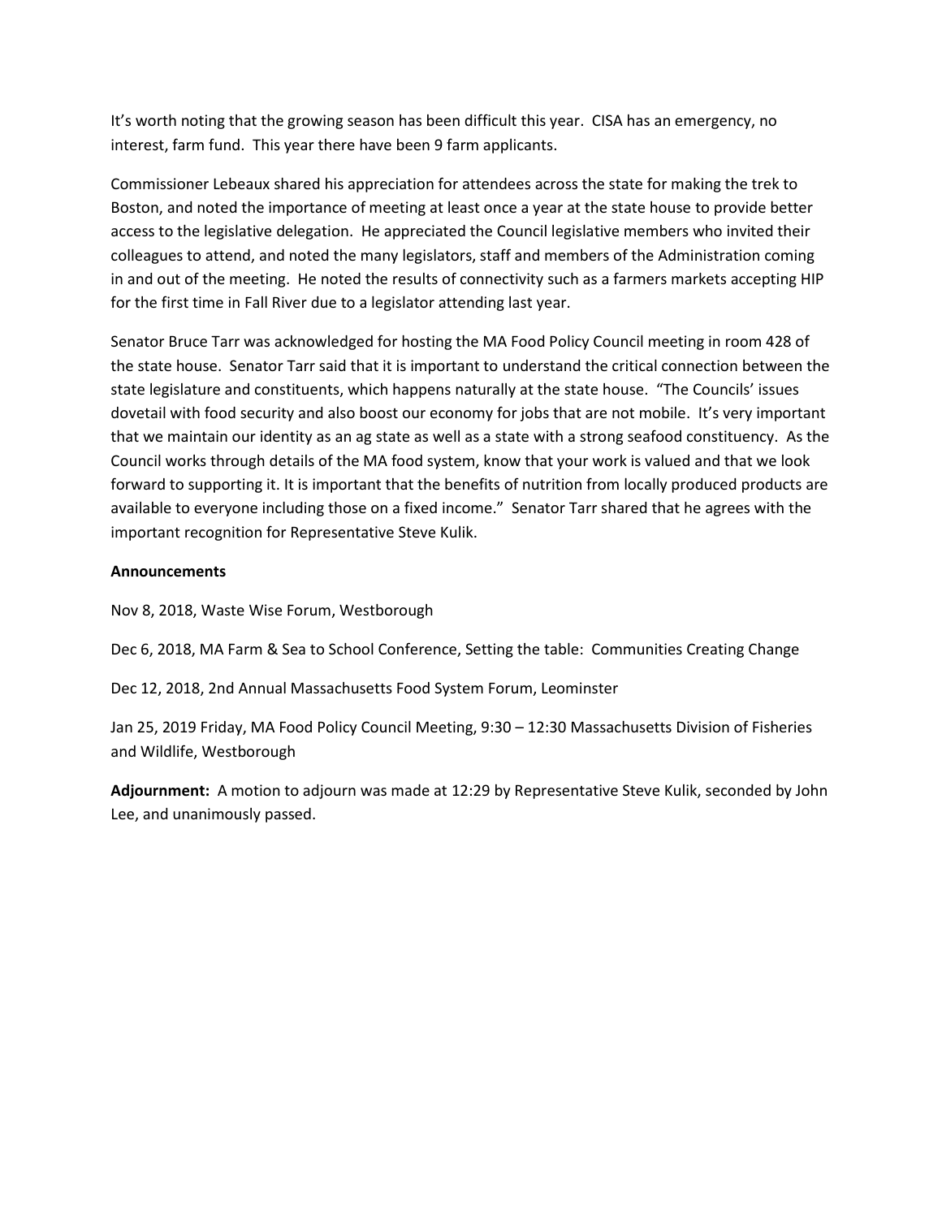It's worth noting that the growing season has been difficult this year. CISA has an emergency, no interest, farm fund. This year there have been 9 farm applicants.

Commissioner Lebeaux shared his appreciation for attendees across the state for making the trek to Boston, and noted the importance of meeting at least once a year at the state house to provide better access to the legislative delegation. He appreciated the Council legislative members who invited their colleagues to attend, and noted the many legislators, staff and members of the Administration coming in and out of the meeting. He noted the results of connectivity such as a farmers markets accepting HIP for the first time in Fall River due to a legislator attending last year.

Senator Bruce Tarr was acknowledged for hosting the MA Food Policy Council meeting in room 428 of the state house. Senator Tarr said that it is important to understand the critical connection between the state legislature and constituents, which happens naturally at the state house. "The Councils' issues dovetail with food security and also boost our economy for jobs that are not mobile. It's very important that we maintain our identity as an ag state as well as a state with a strong seafood constituency. As the Council works through details of the MA food system, know that your work is valued and that we look forward to supporting it. It is important that the benefits of nutrition from locally produced products are available to everyone including those on a fixed income." Senator Tarr shared that he agrees with the important recognition for Representative Steve Kulik.

**Announcements**

Nov 8, 2018, Waste Wise Forum, Westborough

Dec 6, 2018, MA Farm & Sea to School Conference, Setting the table: Communities Creating Change

Dec 12, 2018, 2nd Annual Massachusetts Food System Forum, Leominster

Jan 25, 2019 Friday, MA Food Policy Council Meeting, 9:30 – 12:30 Massachusetts Division of Fisheries and Wildlife, Westborough

**Adjournment:** A motion to adjourn was made at 12:29 by Representative Steve Kulik, seconded by John Lee, and unanimously passed.